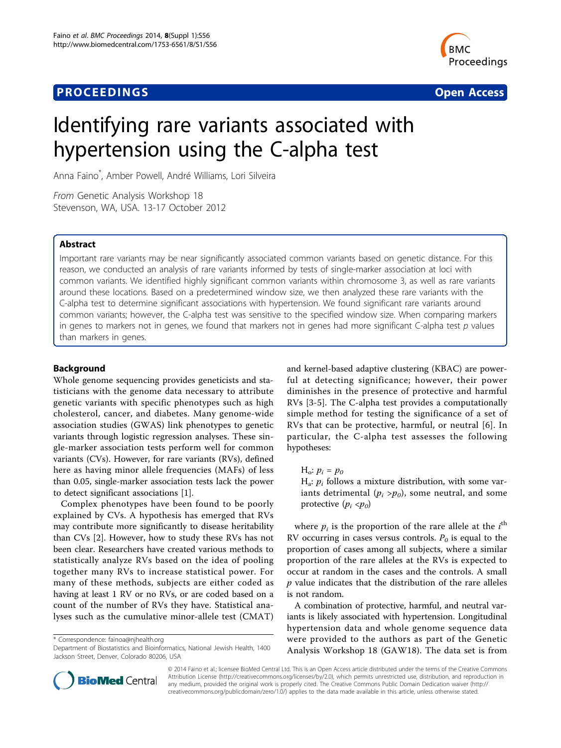**PROCEEDINGS** **Open Access**

# Identifying rare variants associated with hypertension using the C-alpha test

Anna Faino*, Amber Powell, André Williams, Lori Silveira

*From* Genetic Analysis Workshop 18
Stevenson, WA, USA. 13-17 October 2012

## Abstract

Important rare variants may be near significantly associated common variants based on genetic distance. For this reason, we conducted an analysis of rare variants informed by tests of single-marker association at loci with common variants. We identified highly significant common variants within chromosome 3, as well as rare variants around these locations. Based on a predetermined window size, we then analyzed these rare variants with the C-alpha test to determine significant associations with hypertension. We found significant rare variants around common variants; however, the C-alpha test was sensitive to the specified window size. When comparing markers in genes to markers not in genes, we found that markers not in genes had more significant C-alpha test $p$ values than markers in genes.

## Background

Whole genome sequencing provides geneticists and statisticians with the genome data necessary to attribute genetic variants with specific phenotypes such as high cholesterol, cancer, and diabetes. Many genome-wide association studies (GWAS) link phenotypes to genetic variants through logistic regression analyses. These single-marker association tests perform well for common variants (CVs). However, for rare variants (RVs), defined here as having minor allele frequencies (MAFs) of less than 0.05, single-marker association tests lack the power to detect significant associations [1].

Complex phenotypes have been found to be poorly explained by CVs. A hypothesis has emerged that RVs may contribute more significantly to disease heritability than CVs [2]. However, how to study these RVs has not been clear. Researchers have created various methods to statistically analyze RVs based on the idea of pooling together many RVs to increase statistical power. For many of these methods, subjects are either coded as having at least 1 RV or no RVs, or are coded based on a count of the number of RVs they have. Statistical analyses such as the cumulative minor-allele test (CMAT) and kernel-based adaptive clustering (KBAC) are powerful at detecting significance; however, their power diminishes in the presence of protective and harmful RVs [3-5]. The C-alpha test provides a computationally simple method for testing the significance of a set of RVs that can be protective, harmful, or neutral [6]. In particular, the C-alpha test assesses the following hypotheses:

> $H_o$: $p_i = p_0$
> $H_a$: $p_i$ follows a mixture distribution, with some variants detrimental ($p_i > p_0$), some neutral, and some protective ($p_i < p_0$)

where $p_i$ is the proportion of the rare allele at the $i^{th}$ RV occurring in cases versus controls. $P_0$ is equal to the proportion of cases among all subjects, where a similar proportion of the rare alleles at the RVs is expected to occur at random in the cases and the controls. A small $p$ value indicates that the distribution of the rare alleles is not random.

A combination of protective, harmful, and neutral variants is likely associated with hypertension. Longitudinal hypertension data and whole genome sequence data were provided to the authors as part of the Genetic Analysis Workshop 18 (GAW18). The data set is from

\* Correspondence: fainoa@njhealth.org
Department of Biostatistics and Bioinformatics, National Jewish Health, 1400 Jackson Street, Denver, Colorado 80206, USA

© 2014 Faino et al.; licensee BioMed Central Ltd. This is an Open Access article distributed under the terms of the Creative Commons Attribution License (http://creativecommons.org/licenses/by/2.0), which permits unrestricted use, distribution, and reproduction in any medium, provided the original work is properly cited. The Creative Commons Public Domain Dedication waiver (http://creativecommons.org/publicdomain/zero/1.0/) applies to the data made available in this article, unless otherwise stated.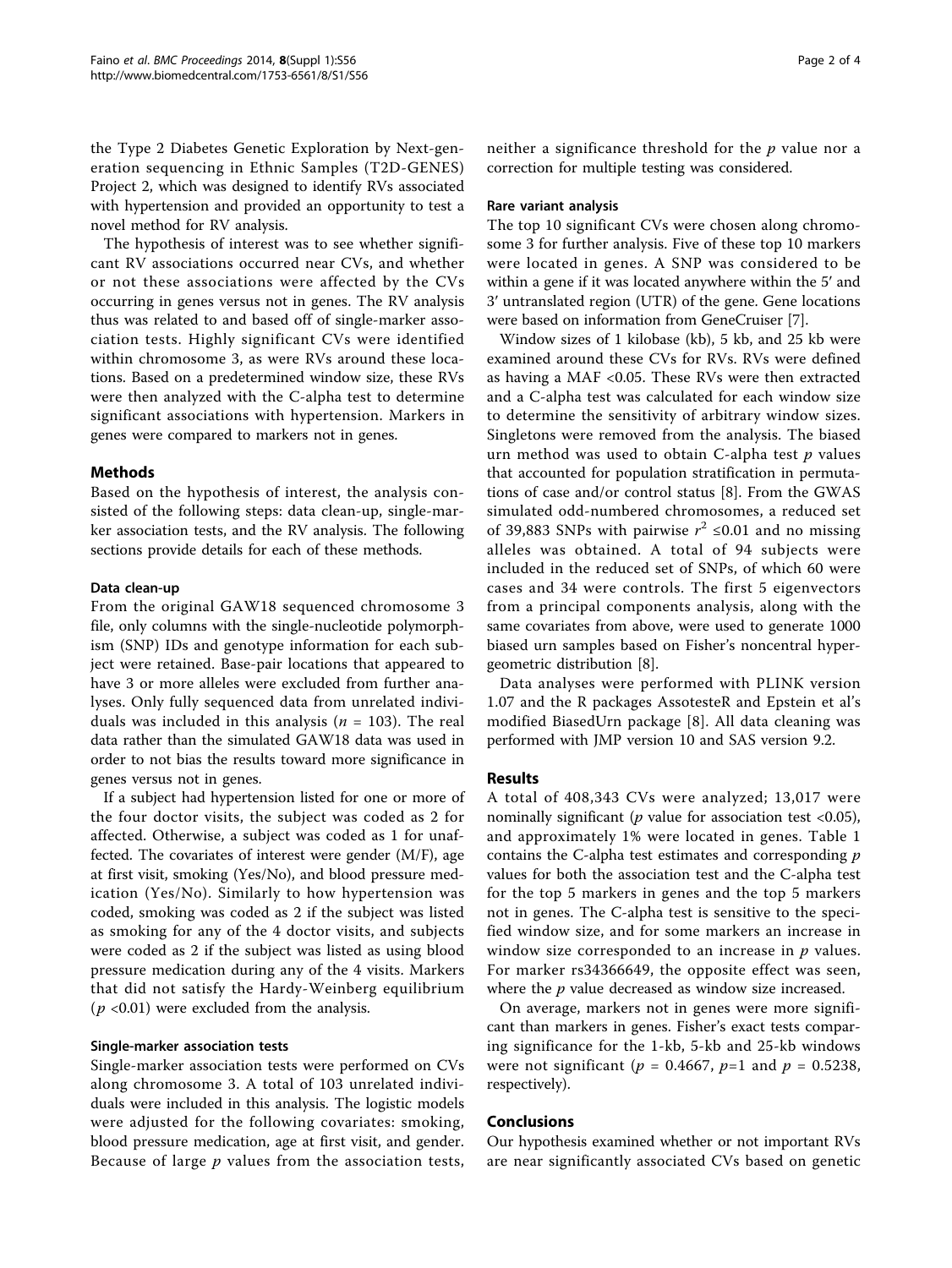the Type 2 Diabetes Genetic Exploration by Next-generation sequencing in Ethnic Samples (T2D-GENES) Project 2, which was designed to identify RVs associated with hypertension and provided an opportunity to test a novel method for RV analysis.

The hypothesis of interest was to see whether significant RV associations occurred near CVs, and whether or not these associations were affected by the CVs occurring in genes versus not in genes. The RV analysis thus was related to and based off of single-marker association tests. Highly significant CVs were identified within chromosome 3, as were RVs around these locations. Based on a predetermined window size, these RVs were then analyzed with the C-alpha test to determine significant associations with hypertension. Markers in genes were compared to markers not in genes.

## Methods

Based on the hypothesis of interest, the analysis consisted of the following steps: data clean-up, single-marker association tests, and the RV analysis. The following sections provide details for each of these methods.

### Data clean-up

From the original GAW18 sequenced chromosome 3 file, only columns with the single-nucleotide polymorphism (SNP) IDs and genotype information for each subject were retained. Base-pair locations that appeared to have 3 or more alleles were excluded from further analyses. Only fully sequenced data from unrelated individuals was included in this analysis ($n$ = 103). The real data rather than the simulated GAW18 data was used in order to not bias the results toward more significance in genes versus not in genes.

If a subject had hypertension listed for one or more of the four doctor visits, the subject was coded as 2 for affected. Otherwise, a subject was coded as 1 for unaffected. The covariates of interest were gender (M/F), age at first visit, smoking (Yes/No), and blood pressure medication (Yes/No). Similarly to how hypertension was coded, smoking was coded as 2 if the subject was listed as smoking for any of the 4 doctor visits, and subjects were coded as 2 if the subject was listed as using blood pressure medication during any of the 4 visits. Markers that did not satisfy the Hardy-Weinberg equilibrium ($p$ <0.01) were excluded from the analysis.

### Single-marker association tests

Single-marker association tests were performed on CVs along chromosome 3. A total of 103 unrelated individuals were included in this analysis. The logistic models were adjusted for the following covariates: smoking, blood pressure medication, age at first visit, and gender. Because of large $p$ values from the association tests, neither a significance threshold for the $p$ value nor a correction for multiple testing was considered.

### Rare variant analysis

The top 10 significant CVs were chosen along chromosome 3 for further analysis. Five of these top 10 markers were located in genes. A SNP was considered to be within a gene if it was located anywhere within the 5′ and 3′ untranslated region (UTR) of the gene. Gene locations were based on information from GeneCruiser [7].

Window sizes of 1 kilobase (kb), 5 kb, and 25 kb were examined around these CVs for RVs. RVs were defined as having a MAF <0.05. These RVs were then extracted and a C-alpha test was calculated for each window size to determine the sensitivity of arbitrary window sizes. Singletons were removed from the analysis. The biased urn method was used to obtain C-alpha test $p$ values that accounted for population stratification in permutations of case and/or control status [8]. From the GWAS simulated odd-numbered chromosomes, a reduced set of 39,883 SNPs with pairwise $r^2$ ≤0.01 and no missing alleles was obtained. A total of 94 subjects were included in the reduced set of SNPs, of which 60 were cases and 34 were controls. The first 5 eigenvectors from a principal components analysis, along with the same covariates from above, were used to generate 1000 biased urn samples based on Fisher's noncentral hypergeometric distribution [8].

Data analyses were performed with PLINK version 1.07 and the R packages AssotesteR and Epstein et al's modified BiasedUrn package [8]. All data cleaning was performed with JMP version 10 and SAS version 9.2.

## Results

A total of 408,343 CVs were analyzed; 13,017 were nominally significant ($p$ value for association test <0.05), and approximately 1% were located in genes. Table 1 contains the C-alpha test estimates and corresponding $p$ values for both the association test and the C-alpha test for the top 5 markers in genes and the top 5 markers not in genes. The C-alpha test is sensitive to the specified window size, and for some markers an increase in window size corresponded to an increase in $p$ values. For marker rs34366649, the opposite effect was seen, where the $p$ value decreased as window size increased.

On average, markers not in genes were more significant than markers in genes. Fisher's exact tests comparing significance for the 1-kb, 5-kb and 25-kb windows were not significant ($p$ = 0.4667, $p$=1 and $p$ = 0.5238, respectively).

## Conclusions

Our hypothesis examined whether or not important RVs are near significantly associated CVs based on genetic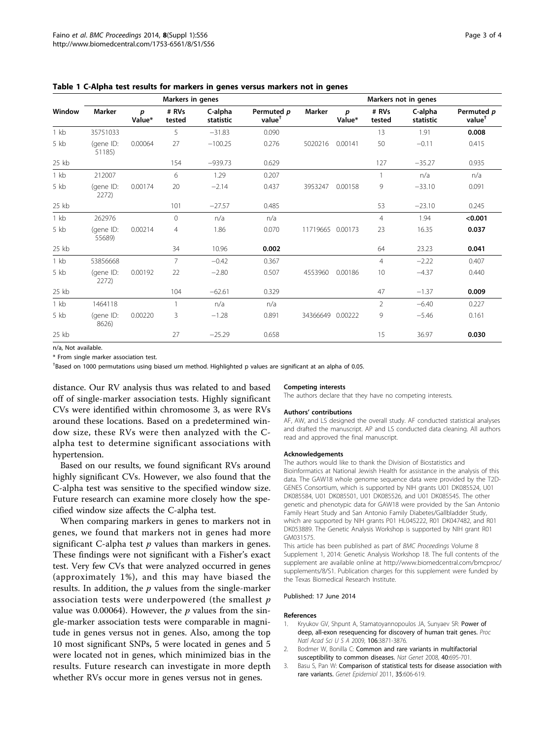**Table 1 C-Alpha test results for markers in genes versus markers not in genes**

| | Markers in genes | | | | | Markers not in genes | | | | |
|---|---|---|---|---|---|---|---|---|---|---|
| Window | Marker | *p* Value* | # RVs tested | C-alpha statistic | Permuted *p* value† | Marker | *p* Value* | # RVs tested | C-alpha statistic | Permuted *p* value† |
| 1 kb | 35751033 | | 5 | −31.83 | 0.090 | | | 13 | 1.91 | **0.008** |
| 5 kb | (gene ID: 51185) | 0.00064 | 27 | −100.25 | 0.276 | 5020216 | 0.00141 | 50 | −0.11 | 0.415 |
| 25 kb | | | 154 | −939.73 | 0.629 | | | 127 | −35.27 | 0.935 |
| 1 kb | 212007 | | 6 | 1.29 | 0.207 | | | 1 | n/a | n/a |
| 5 kb | (gene ID: 2272) | 0.00174 | 20 | −2.14 | 0.437 | 3953247 | 0.00158 | 9 | −33.10 | 0.091 |
| 25 kb | | | 101 | −27.57 | 0.485 | | | 53 | −23.10 | 0.245 |
| 1 kb | 262976 | | 0 | n/a | n/a | | | 4 | 1.94 | **<0.001** |
| 5 kb | (gene ID: 55689) | 0.00214 | 4 | 1.86 | 0.070 | 11719665 | 0.00173 | 23 | 16.35 | **0.037** |
| 25 kb | | | 34 | 10.96 | **0.002** | | | 64 | 23.23 | **0.041** |
| 1 kb | 53856668 | | 7 | −0.42 | 0.367 | | | 4 | −2.22 | 0.407 |
| 5 kb | (gene ID: 2272) | 0.00192 | 22 | −2.80 | 0.507 | 4553960 | 0.00186 | 10 | −4.37 | 0.440 |
| 25 kb | | | 104 | −62.61 | 0.329 | | | 47 | −1.37 | **0.009** |
| 1 kb | 1464118 | | 1 | n/a | n/a | | | 2 | −6.40 | 0.227 |
| 5 kb | (gene ID: 8626) | 0.00220 | 3 | −1.28 | 0.891 | 34366649 | 0.00222 | 9 | −5.46 | 0.161 |
| 25 kb | | | 27 | −25.29 | 0.658 | | | 15 | 36.97 | **0.030** |

n/a, Not available.

* From single marker association test.

†Based on 1000 permutations using biased urn method. Highlighted p values are significant at an alpha of 0.05.

distance. Our RV analysis thus was related to and based off of single-marker association tests. Highly significant CVs were identified within chromosome 3, as were RVs around these locations. Based on a predetermined window size, these RVs were then analyzed with the C-alpha test to determine significant associations with hypertension.

Based on our results, we found significant RVs around highly significant CVs. However, we also found that the C-alpha test was sensitive to the specified window size. Future research can examine more closely how the specified window size affects the C-alpha test.

When comparing markers in genes to markers not in genes, we found that markers not in genes had more significant C-alpha test *p* values than markers in genes. These findings were not significant with a Fisher's exact test. Very few CVs that were analyzed occurred in genes (approximately 1%), and this may have biased the results. In addition, the *p* values from the single-marker association tests were underpowered (the smallest *p* value was 0.00064). However, the *p* values from the single-marker association tests were comparable in magnitude in genes versus not in genes. Also, among the top 10 most significant SNPs, 5 were located in genes and 5 were located not in genes, which minimized bias in the results. Future research can investigate in more depth whether RVs occur more in genes versus not in genes.

#### Competing interests

The authors declare that they have no competing interests.

#### Authors' contributions

AF, AW, and LS designed the overall study. AF conducted statistical analyses and drafted the manuscript. AP and LS conducted data cleaning. All authors read and approved the final manuscript.

#### Acknowledgements

The authors would like to thank the Division of Biostatistics and Bioinformatics at National Jewish Health for assistance in the analysis of this data. The GAW18 whole genome sequence data were provided by the T2D-GENES Consortium, which is supported by NIH grants U01 DK085524, U01 DK085584, U01 DK085501, U01 DK085526, and U01 DK085545. The other genetic and phenotypic data for GAW18 were provided by the San Antonio Family Heart Study and San Antonio Family Diabetes/Gallbladder Study, which are supported by NIH grants P01 HL045222, R01 DK047482, and R01 DK053889. The Genetic Analysis Workshop is supported by NIH grant R01 GM031575.

This article has been published as part of *BMC Proceedings* Volume 8 Supplement 1, 2014: Genetic Analysis Workshop 18. The full contents of the supplement are available online at http://www.biomedcentral.com/bmcproc/supplements/8/S1. Publication charges for this supplement were funded by the Texas Biomedical Research Institute.

Published: 17 June 2014

#### References

1. Kryukov GV, Shpunt A, Stamatoyannopoulos JA, Sunyaev SR: **Power of deep, all-exon resequencing for discovery of human trait genes.** *Proc Natl Acad Sci U S A* 2009, **106**:3871-3876.
2. Bodmer W, Bonilla C: **Common and rare variants in multifactorial susceptibility to common diseases.** *Nat Genet* 2008, **40**:695-701.
3. Basu S, Pan W: **Comparison of statistical tests for disease association with rare variants.** *Genet Epidemiol* 2011, **35**:606-619.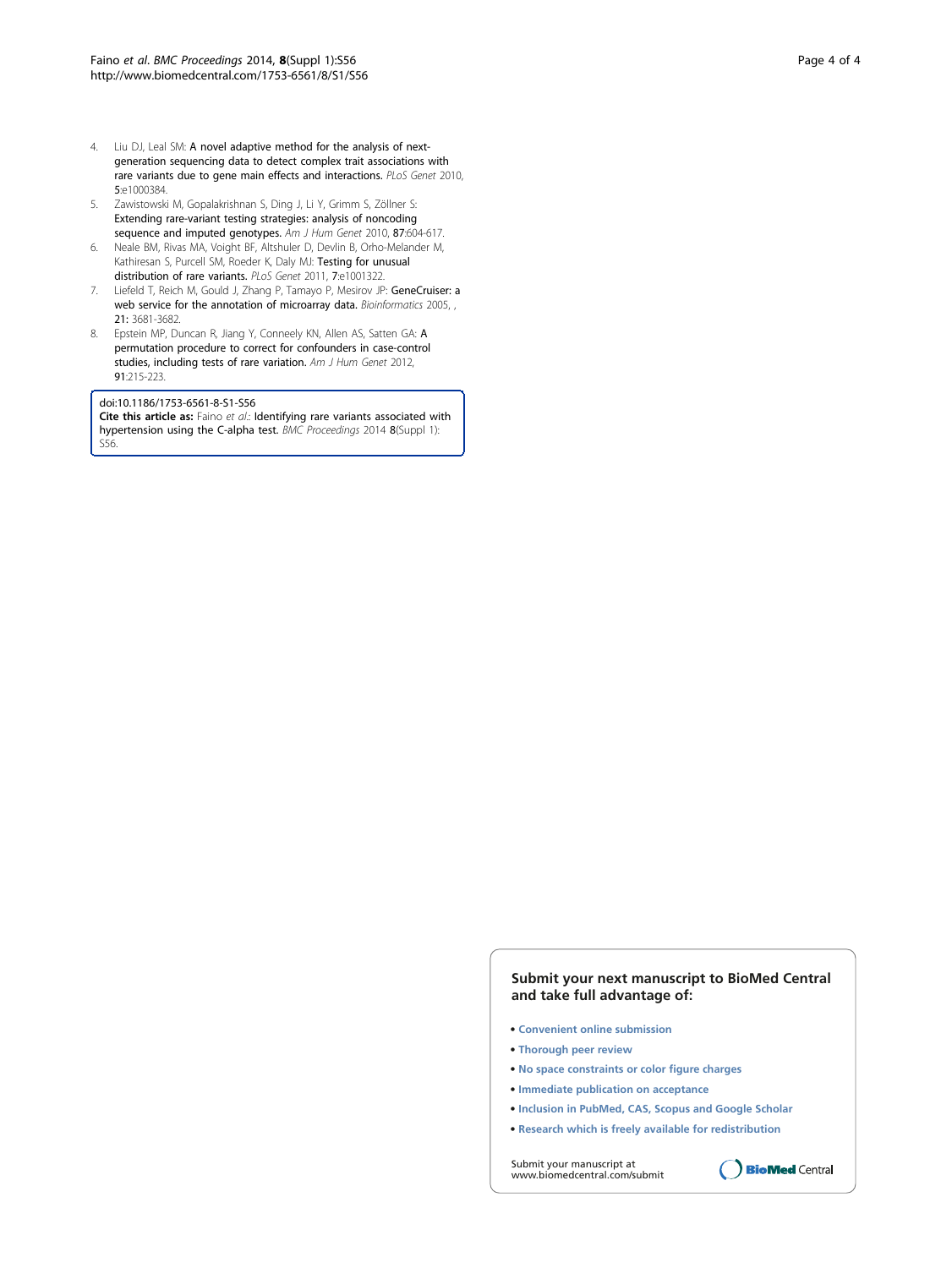4. Liu DJ, Leal SM: **A novel adaptive method for the analysis of next-generation sequencing data to detect complex trait associations with rare variants due to gene main effects and interactions.** *PLoS Genet* 2010, **5**:e1000384.
5. Zawistowski M, Gopalakrishnan S, Ding J, Li Y, Grimm S, Zöllner S: **Extending rare-variant testing strategies: analysis of noncoding sequence and imputed genotypes.** *Am J Hum Genet* 2010, **87**:604-617.
6. Neale BM, Rivas MA, Voight BF, Altshuler D, Devlin B, Orho-Melander M, Kathiresan S, Purcell SM, Roeder K, Daly MJ: **Testing for unusual distribution of rare variants.** *PLoS Genet* 2011, **7**:e1001322.
7. Liefeld T, Reich M, Gould J, Zhang P, Tamayo P, Mesirov JP: **GeneCruiser: a web service for the annotation of microarray data.** *Bioinformatics* 2005, , **21**: 3681-3682.
8. Epstein MP, Duncan R, Jiang Y, Conneely KN, Allen AS, Satten GA: **A permutation procedure to correct for confounders in case-control studies, including tests of rare variation.** *Am J Hum Genet* 2012, **91**:215-223.

doi:10.1186/1753-6561-8-S1-S56
**Cite this article as:** Faino *et al.*: Identifying rare variants associated with hypertension using the C-alpha test. *BMC Proceedings* 2014 **8**(Suppl 1): S56.

**Submit your next manuscript to BioMed Central and take full advantage of:**

- Convenient online submission
- Thorough peer review
- No space constraints or color figure charges
- Immediate publication on acceptance
- Inclusion in PubMed, CAS, Scopus and Google Scholar
- Research which is freely available for redistribution

Submit your manuscript at
www.biomedcentral.com/submit

BioMed Central